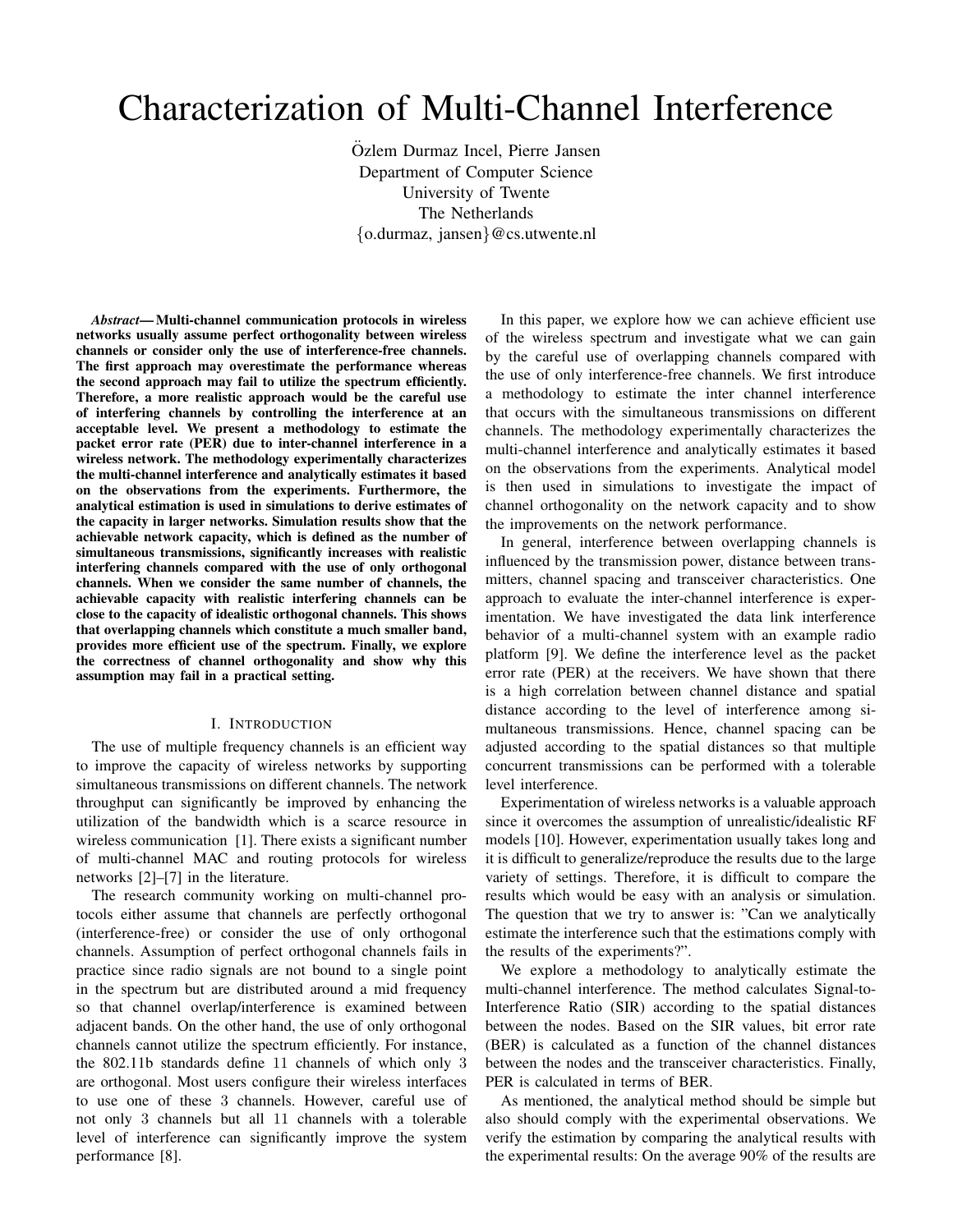# Characterization of Multi-Channel Interference

Özlem Durmaz Incel, Pierre Jansen
Department of Computer Science
University of Twente
The Netherlands
{o.durmaz, jansen}@cs.utwente.nl

***Abstract*— Multi-channel communication protocols in wireless networks usually assume perfect orthogonality between wireless channels or consider only the use of interference-free channels. The first approach may overestimate the performance whereas the second approach may fail to utilize the spectrum efficiently. Therefore, a more realistic approach would be the careful use of interfering channels by controlling the interference at an acceptable level. We present a methodology to estimate the packet error rate (PER) due to inter-channel interference in a wireless network. The methodology experimentally characterizes the multi-channel interference and analytically estimates it based on the observations from the experiments. Furthermore, the analytical estimation is used in simulations to derive estimates of the capacity in larger networks. Simulation results show that the achievable network capacity, which is defined as the number of simultaneous transmissions, significantly increases with realistic interfering channels compared with the use of only orthogonal channels. When we consider the same number of channels, the achievable capacity with realistic interfering channels can be close to the capacity of idealistic orthogonal channels. This shows that overlapping channels which constitute a much smaller band, provides more efficient use of the spectrum. Finally, we explore the correctness of channel orthogonality and show why this assumption may fail in a practical setting.**

## I. Introduction

The use of multiple frequency channels is an efficient way to improve the capacity of wireless networks by supporting simultaneous transmissions on different channels. The network throughput can significantly be improved by enhancing the utilization of the bandwidth which is a scarce resource in wireless communication [1]. There exists a significant number of multi-channel MAC and routing protocols for wireless networks [2]–[7] in the literature.

The research community working on multi-channel protocols either assume that channels are perfectly orthogonal (interference-free) or consider the use of only orthogonal channels. Assumption of perfect orthogonal channels fails in practice since radio signals are not bound to a single point in the spectrum but are distributed around a mid frequency so that channel overlap/interference is examined between adjacent bands. On the other hand, the use of only orthogonal channels cannot utilize the spectrum efficiently. For instance, the 802.11b standards define 11 channels of which only 3 are orthogonal. Most users configure their wireless interfaces to use one of these 3 channels. However, careful use of not only 3 channels but all 11 channels with a tolerable level of interference can significantly improve the system performance [8].

In this paper, we explore how we can achieve efficient use of the wireless spectrum and investigate what we can gain by the careful use of overlapping channels compared with the use of only interference-free channels. We first introduce a methodology to estimate the inter channel interference that occurs with the simultaneous transmissions on different channels. The methodology experimentally characterizes the multi-channel interference and analytically estimates it based on the observations from the experiments. Analytical model is then used in simulations to investigate the impact of channel orthogonality on the network capacity and to show the improvements on the network performance.

In general, interference between overlapping channels is influenced by the transmission power, distance between transmitters, channel spacing and transceiver characteristics. One approach to evaluate the inter-channel interference is experimentation. We have investigated the data link interference behavior of a multi-channel system with an example radio platform [9]. We define the interference level as the packet error rate (PER) at the receivers. We have shown that there is a high correlation between channel distance and spatial distance according to the level of interference among simultaneous transmissions. Hence, channel spacing can be adjusted according to the spatial distances so that multiple concurrent transmissions can be performed with a tolerable level interference.

Experimentation of wireless networks is a valuable approach since it overcomes the assumption of unrealistic/idealistic RF models [10]. However, experimentation usually takes long and it is difficult to generalize/reproduce the results due to the large variety of settings. Therefore, it is difficult to compare the results which would be easy with an analysis or simulation. The question that we try to answer is: "Can we analytically estimate the interference such that the estimations comply with the results of the experiments?".

We explore a methodology to analytically estimate the multi-channel interference. The method calculates Signal-to-Interference Ratio (SIR) according to the spatial distances between the nodes. Based on the SIR values, bit error rate (BER) is calculated as a function of the channel distances between the nodes and the transceiver characteristics. Finally, PER is calculated in terms of BER.

As mentioned, the analytical method should be simple but also should comply with the experimental observations. We verify the estimation by comparing the analytical results with the experimental results: On the average 90% of the results are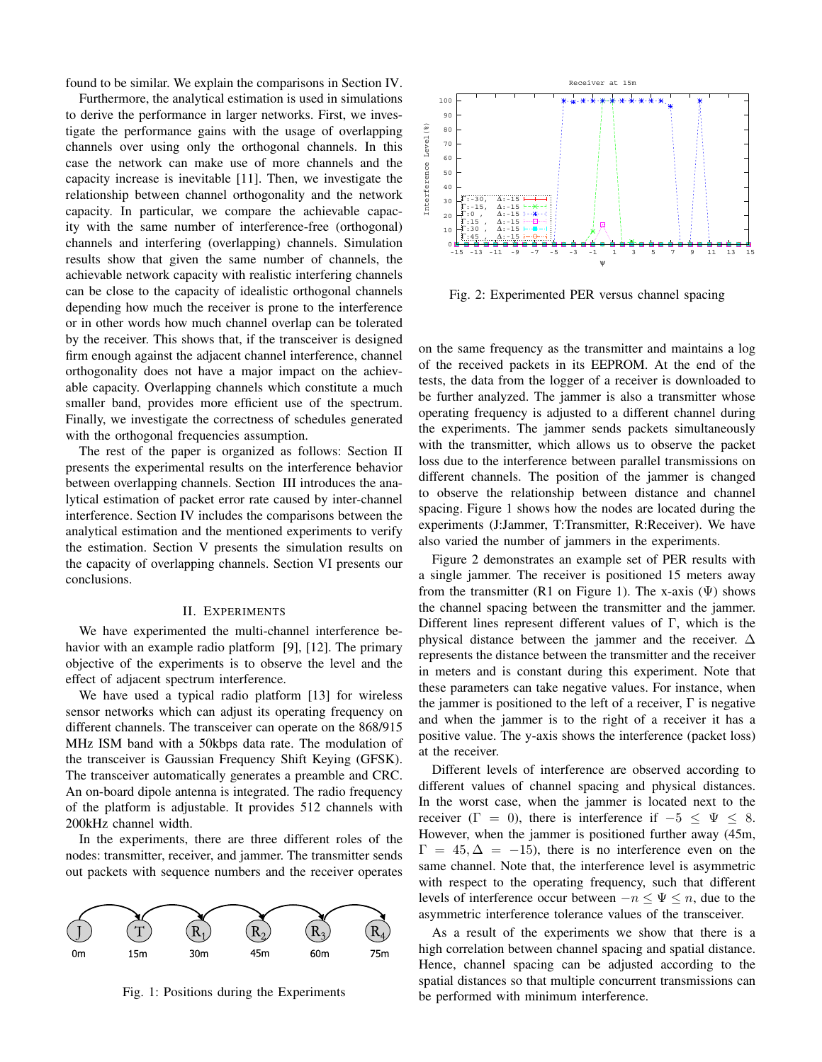found to be similar. We explain the comparisons in Section IV.

Furthermore, the analytical estimation is used in simulations to derive the performance in larger networks. First, we investigate the performance gains with the usage of overlapping channels over using only the orthogonal channels. In this case the network can make use of more channels and the capacity increase is inevitable [11]. Then, we investigate the relationship between channel orthogonality and the network capacity. In particular, we compare the achievable capacity with the same number of interference-free (orthogonal) channels and interfering (overlapping) channels. Simulation results show that given the same number of channels, the achievable network capacity with realistic interfering channels can be close to the capacity of idealistic orthogonal channels depending how much the receiver is prone to the interference or in other words how much channel overlap can be tolerated by the receiver. This shows that, if the transceiver is designed firm enough against the adjacent channel interference, channel orthogonality does not have a major impact on the achievable capacity. Overlapping channels which constitute a much smaller band, provides more efficient use of the spectrum. Finally, we investigate the correctness of schedules generated with the orthogonal frequencies assumption.

The rest of the paper is organized as follows: Section II presents the experimental results on the interference behavior between overlapping channels. Section III introduces the analytical estimation of packet error rate caused by inter-channel interference. Section IV includes the comparisons between the analytical estimation and the mentioned experiments to verify the estimation. Section V presents the simulation results on the capacity of overlapping channels. Section VI presents our conclusions.

## II. Experiments

We have experimented the multi-channel interference behavior with an example radio platform [9], [12]. The primary objective of the experiments is to observe the level and the effect of adjacent spectrum interference.

We have used a typical radio platform [13] for wireless sensor networks which can adjust its operating frequency on different channels. The transceiver can operate on the 868/915 MHz ISM band with a 50kbps data rate. The modulation of the transceiver is Gaussian Frequency Shift Keying (GFSK). The transceiver automatically generates a preamble and CRC. An on-board dipole antenna is integrated. The radio frequency of the platform is adjustable. It provides 512 channels with 200kHz channel width.

In the experiments, there are three different roles of the nodes: transmitter, receiver, and jammer. The transmitter sends out packets with sequence numbers and the receiver operates on the same frequency as the transmitter and maintains a log of the received packets in its EEPROM. At the end of the tests, the data from the logger of a receiver is downloaded to be further analyzed. The jammer is also a transmitter whose operating frequency is adjusted to a different channel during the experiments. The jammer sends packets simultaneously with the transmitter, which allows us to observe the packet loss due to the interference between parallel transmissions on different channels. The position of the jammer is changed to observe the relationship between distance and channel spacing. Figure 1 shows how the nodes are located during the experiments (J:Jammer, T:Transmitter, R:Receiver). We have also varied the number of jammers in the experiments.

Fig. 1: Positions during the Experiments

Fig. 2: Experimented PER versus channel spacing

Figure 2 demonstrates an example set of PER results with a single jammer. The receiver is positioned 15 meters away from the transmitter (R1 on Figure 1). The x-axis ($\Psi$) shows the channel spacing between the transmitter and the jammer. Different lines represent different values of $\Gamma$, which is the physical distance between the jammer and the receiver. $\Delta$ represents the distance between the transmitter and the receiver in meters and is constant during this experiment. Note that these parameters can take negative values. For instance, when the jammer is positioned to the left of a receiver, $\Gamma$ is negative and when the jammer is to the right of a receiver it has a positive value. The y-axis shows the interference (packet loss) at the receiver.

Different levels of interference are observed according to different values of channel spacing and physical distances. In the worst case, when the jammer is located next to the receiver ($\Gamma = 0$), there is interference if $-5 \leq \Psi \leq 8$. However, when the jammer is positioned further away (45m, $\Gamma = 45, \Delta = -15$), there is no interference even on the same channel. Note that, the interference level is asymmetric with respect to the operating frequency, such that different levels of interference occur between $-n \leq \Psi \leq n$, due to the asymmetric interference tolerance values of the transceiver.

As a result of the experiments we show that there is a high correlation between channel spacing and spatial distance. Hence, channel spacing can be adjusted according to the spatial distances so that multiple concurrent transmissions can be performed with minimum interference.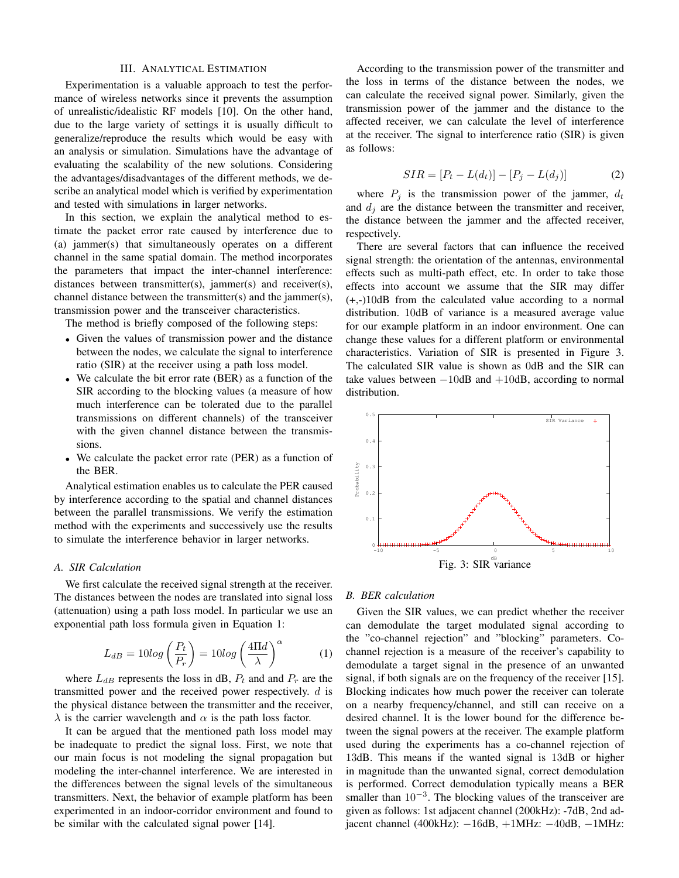## III. Analytical Estimation

Experimentation is a valuable approach to test the performance of wireless networks since it prevents the assumption of unrealistic/idealistic RF models [10]. On the other hand, due to the large variety of settings it is usually difficult to generalize/reproduce the results which would be easy with an analysis or simulation. Simulations have the advantage of evaluating the scalability of the new solutions. Considering the advantages/disadvantages of the different methods, we describe an analytical model which is verified by experimentation and tested with simulations in larger networks.

In this section, we explain the analytical method to estimate the packet error rate caused by interference due to (a) jammer(s) that simultaneously operates on a different channel in the same spatial domain. The method incorporates the parameters that impact the inter-channel interference: distances between transmitter(s), jammer(s) and receiver(s), channel distance between the transmitter(s) and the jammer(s), transmission power and the transceiver characteristics.

The method is briefly composed of the following steps:

- Given the values of transmission power and the distance between the nodes, we calculate the signal to interference ratio (SIR) at the receiver using a path loss model.
- We calculate the bit error rate (BER) as a function of the SIR according to the blocking values (a measure of how much interference can be tolerated due to the parallel transmissions on different channels) of the transceiver with the given channel distance between the transmissions.
- We calculate the packet error rate (PER) as a function of the BER.

Analytical estimation enables us to calculate the PER caused by interference according to the spatial and channel distances between the parallel transmissions. We verify the estimation method with the experiments and successively use the results to simulate the interference behavior in larger networks.

### A. SIR Calculation

We first calculate the received signal strength at the receiver. The distances between the nodes are translated into signal loss (attenuation) using a path loss model. In particular we use an exponential path loss formula given in Equation 1:

$$L_{dB} = 10log\left(\frac{P_t}{P_r}\right) = 10log\left(\frac{4\Pi d}{\lambda}\right)^{\alpha} \tag{1}$$

where $L_{dB}$ represents the loss in dB, $P_t$ and and $P_r$ are the transmitted power and the received power respectively. $d$ is the physical distance between the transmitter and the receiver, $\lambda$ is the carrier wavelength and $\alpha$ is the path loss factor.

It can be argued that the mentioned path loss model may be inadequate to predict the signal loss. First, we note that our main focus is not modeling the signal propagation but modeling the inter-channel interference. We are interested in the differences between the signal levels of the simultaneous transmitters. Next, the behavior of example platform has been experimented in an indoor-corridor environment and found to be similar with the calculated signal power [14].

According to the transmission power of the transmitter and the loss in terms of the distance between the nodes, we can calculate the received signal power. Similarly, given the transmission power of the jammer and the distance to the affected receiver, we can calculate the level of interference at the receiver. The signal to interference ratio (SIR) is given as follows:

$$SIR = [P_t - L(d_t)] - [P_j - L(d_j)] \tag{2}$$

where $P_j$ is the transmission power of the jammer, $d_t$ and $d_j$ are the distance between the transmitter and receiver, the distance between the jammer and the affected receiver, respectively.

There are several factors that can influence the received signal strength: the orientation of the antennas, environmental effects such as multi-path effect, etc. In order to take those effects into account we assume that the SIR may differ (+,-)10dB from the calculated value according to a normal distribution. 10dB of variance is a measured average value for our example platform in an indoor environment. One can change these values for a different platform or environmental characteristics. Variation of SIR is presented in Figure 3. The calculated SIR value is shown as 0dB and the SIR can take values between $-10$dB and $+10$dB, according to normal distribution.

Fig. 3: SIR variance

### B. BER calculation

Given the SIR values, we can predict whether the receiver can demodulate the target modulated signal according to the "co-channel rejection" and "blocking" parameters. Co-channel rejection is a measure of the receiver's capability to demodulate a target signal in the presence of an unwanted signal, if both signals are on the frequency of the receiver [15]. Blocking indicates how much power the receiver can tolerate on a nearby frequency/channel, and still can receive on a desired channel. It is the lower bound for the difference between the signal powers at the receiver. The example platform used during the experiments has a co-channel rejection of 13dB. This means if the wanted signal is 13dB or higher in magnitude than the unwanted signal, correct demodulation is performed. Correct demodulation typically means a BER smaller than $10^{-3}$. The blocking values of the transceiver are given as follows: 1st adjacent channel (200kHz): -7dB, 2nd adjacent channel (400kHz): $-16$dB, +1MHz: $-40$dB, $-1$MHz: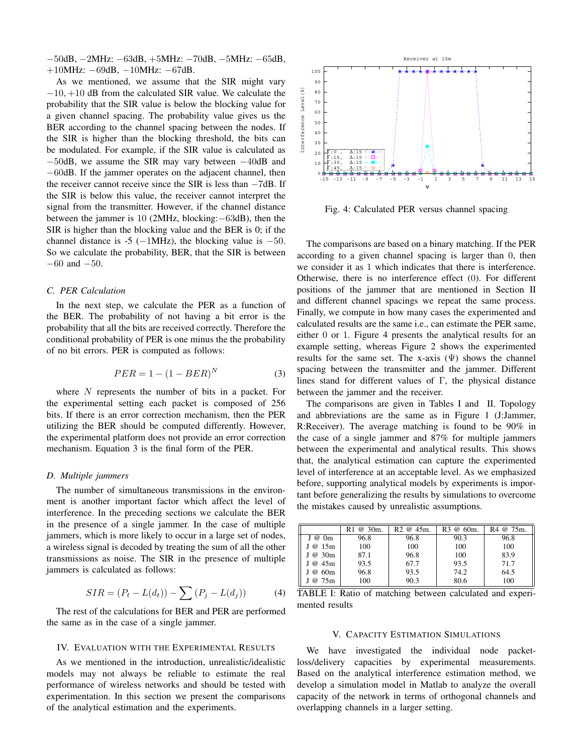$-50$dB, $-2$MHz: $-63$dB, $+5$MHz: $-70$dB, $-5$MHz: $-65$dB, $+10$MHz: $-69$dB, $-10$MHz: $-67$dB.

As we mentioned, we assume that the SIR might vary $-10, +10$ dB from the calculated SIR value. We calculate the probability that the SIR value is below the blocking value for a given channel spacing. The probability value gives us the BER according to the channel spacing between the nodes. If the SIR is higher than the blocking threshold, the bits can be modulated. For example, if the SIR value is calculated as $-50$dB, we assume the SIR may vary between $-40$dB and $-60$dB. If the jammer operates on the adjacent channel, then the receiver cannot receive since the SIR is less than $-7$dB. If the SIR is below this value, the receiver cannot interpret the signal from the transmitter. However, if the channel distance between the jammer is 10 (2MHz, blocking:$-63$dB), then the SIR is higher than the blocking value and the BER is 0; if the channel distance is -5 ($-1$MHz), the blocking value is $-50$. So we calculate the probability, BER, that the SIR is between $-60$ and $-50$.

### C. PER Calculation

In the next step, we calculate the PER as a function of the BER. The probability of not having a bit error is the probability that all the bits are received correctly. Therefore the conditional probability of PER is one minus the the probability of no bit errors. PER is computed as follows:

$$PER = 1 - (1 - BER)^N \tag{3}$$

where $N$ represents the number of bits in a packet. For the experimental setting each packet is composed of 256 bits. If there is an error correction mechanism, then the PER utilizing the BER should be computed differently. However, the experimental platform does not provide an error correction mechanism. Equation 3 is the final form of the PER.

### D. Multiple jammers

The number of simultaneous transmissions in the environment is another important factor which affect the level of interference. In the preceding sections we calculate the BER in the presence of a single jammer. In the case of multiple jammers, which is more likely to occur in a large set of nodes, a wireless signal is decoded by treating the sum of all the other transmissions as noise. The SIR in the presence of multiple jammers is calculated as follows:

$$SIR = (P_t - L(d_t)) - \sum (P_j - L(d_j)) \tag{4}$$

The rest of the calculations for BER and PER are performed the same as in the case of a single jammer.

## IV. Evaluation with the Experimental Results

As we mentioned in the introduction, unrealistic/idealistic models may not always be reliable to estimate the real performance of wireless networks and should be tested with experimentation. In this section we present the comparisons of the analytical estimation and the experiments.

Fig. 4: Calculated PER versus channel spacing

The comparisons are based on a binary matching. If the PER according to a given channel spacing is larger than 0, then we consider it as 1 which indicates that there is interference. Otherwise, there is no interference effect (0). For different positions of the jammer that are mentioned in Section II and different channel spacings we repeat the same process. Finally, we compute in how many cases the experimented and calculated results are the same i.e., can estimate the PER same, either 0 or 1. Figure 4 presents the analytical results for an example setting, whereas Figure 2 shows the experimented results for the same set. The x-axis ($\Psi$) shows the channel spacing between the transmitter and the jammer. Different lines stand for different values of $\Gamma$, the physical distance between the jammer and the receiver.

The comparisons are given in Tables I and II. Topology and abbreviations are the same as in Figure 1 (J:Jammer, R:Receiver). The average matching is found to be 90% in the case of a single jammer and 87% for multiple jammers between the experimental and analytical results. This shows that, the analytical estimation can capture the experimented level of interference at an acceptable level. As we emphasized before, supporting analytical models by experiments is important before generalizing the results by simulations to overcome the mistakes caused by unrealistic assumptions.

| | R1 @ 30m. | R2 @ 45m. | R3 @ 60m. | R4 @ 75m. |
|---|---|---|---|---|
| J @ 0m | 96.8 | 96.8 | 90.3 | 96.8 |
| J @ 15m | 100 | 100 | 100 | 100 |
| J @ 30m | 87.1 | 96.8 | 100 | 83.9 |
| J @ 45m | 93.5 | 67.7 | 93.5 | 71.7 |
| J @ 60m | 96.8 | 93.5 | 74.2 | 64.5 |
| J @ 75m | 100 | 90.3 | 80.6 | 100 |

TABLE I: Ratio of matching between calculated and experimented results

## V. Capacity Estimation Simulations

We have investigated the individual node packet-loss/delivery capacities by experimental measurements. Based on the analytical interference estimation method, we develop a simulation model in Matlab to analyze the overall capacity of the network in terms of orthogonal channels and overlapping channels in a larger setting.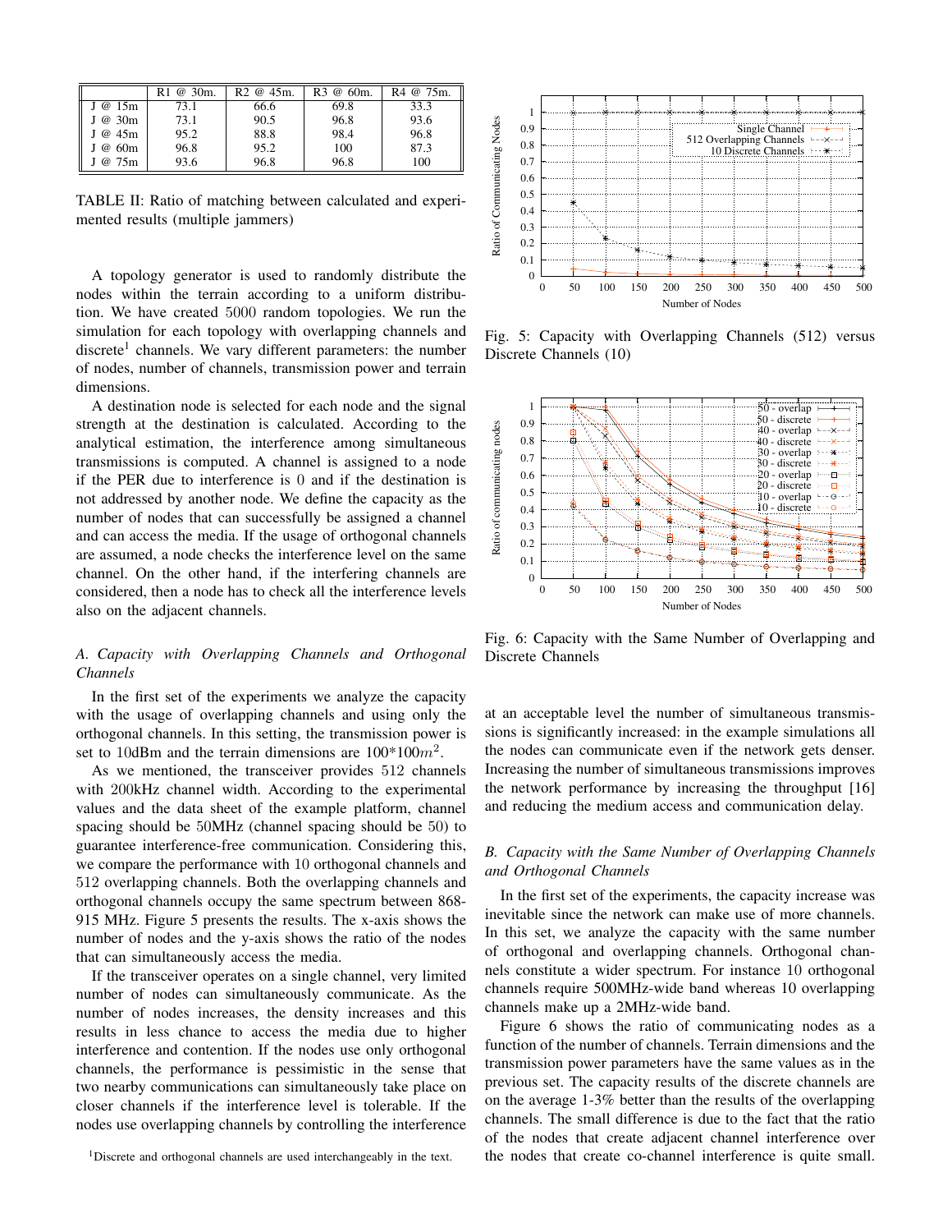| | R1 @ 30m. | R2 @ 45m. | R3 @ 60m. | R4 @ 75m. |
|---|---|---|---|---|
| J @ 15m | 73.1 | 66.6 | 69.8 | 33.3 |
| J @ 30m | 73.1 | 90.5 | 96.8 | 93.6 |
| J @ 45m | 95.2 | 88.8 | 98.4 | 96.8 |
| J @ 60m | 96.8 | 95.2 | 100 | 87.3 |
| J @ 75m | 93.6 | 96.8 | 96.8 | 100 |

TABLE II: Ratio of matching between calculated and experimented results (multiple jammers)

A topology generator is used to randomly distribute the nodes within the terrain according to a uniform distribution. We have created $5000$ random topologies. We run the simulation for each topology with overlapping channels and discrete[1] channels. We vary different parameters: the number of nodes, number of channels, transmission power and terrain dimensions.

A destination node is selected for each node and the signal strength at the destination is calculated. According to the analytical estimation, the interference among simultaneous transmissions is computed. A channel is assigned to a node if the PER due to interference is $0$ and if the destination is not addressed by another node. We define the capacity as the number of nodes that can successfully be assigned a channel and can access the media. If the usage of orthogonal channels are assumed, a node checks the interference level on the same channel. On the other hand, if the interfering channels are considered, then a node has to check all the interference levels also on the adjacent channels.

### *A. Capacity with Overlapping Channels and Orthogonal Channels*

In the first set of the experiments we analyze the capacity with the usage of overlapping channels and using only the orthogonal channels. In this setting, the transmission power is set to 10dBm and the terrain dimensions are 100*100$m^2$.

As we mentioned, the transceiver provides $512$ channels with $200$kHz channel width. According to the experimental values and the data sheet of the example platform, channel spacing should be $50$MHz (channel spacing should be $50$) to guarantee interference-free communication. Considering this, we compare the performance with $10$ orthogonal channels and $512$ overlapping channels. Both the overlapping channels and orthogonal channels occupy the same spectrum between 868-915 MHz. Figure 5 presents the results. The x-axis shows the number of nodes and the y-axis shows the ratio of the nodes that can simultaneously access the media.

If the transceiver operates on a single channel, very limited number of nodes can simultaneously communicate. As the number of nodes increases, the density increases and this results in less chance to access the media due to higher interference and contention. If the nodes use only orthogonal channels, the performance is pessimistic in the sense that two nearby communications can simultaneously take place on closer channels if the interference level is tolerable. If the nodes use overlapping channels by controlling the interference at an acceptable level the number of simultaneous transmissions is significantly increased: in the example simulations all the nodes can communicate even if the network gets denser. Increasing the number of simultaneous transmissions improves the network performance by increasing the throughput [16] and reducing the medium access and communication delay.

[1]Discrete and orthogonal channels are used interchangeably in the text.

Fig. 5: Capacity with Overlapping Channels (512) versus Discrete Channels (10)

Fig. 6: Capacity with the Same Number of Overlapping and Discrete Channels

### *B. Capacity with the Same Number of Overlapping Channels and Orthogonal Channels*

In the first set of the experiments, the capacity increase was inevitable since the network can make use of more channels. In this set, we analyze the capacity with the same number of orthogonal and overlapping channels. Orthogonal channels constitute a wider spectrum. For instance $10$ orthogonal channels require 500MHz-wide band whereas $10$ overlapping channels make up a 2MHz-wide band.

Figure 6 shows the ratio of communicating nodes as a function of the number of channels. Terrain dimensions and the transmission power parameters have the same values as in the previous set. The capacity results of the discrete channels are on the average 1-3% better than the results of the overlapping channels. The small difference is due to the fact that the ratio of the nodes that create adjacent channel interference over the nodes that create co-channel interference is quite small.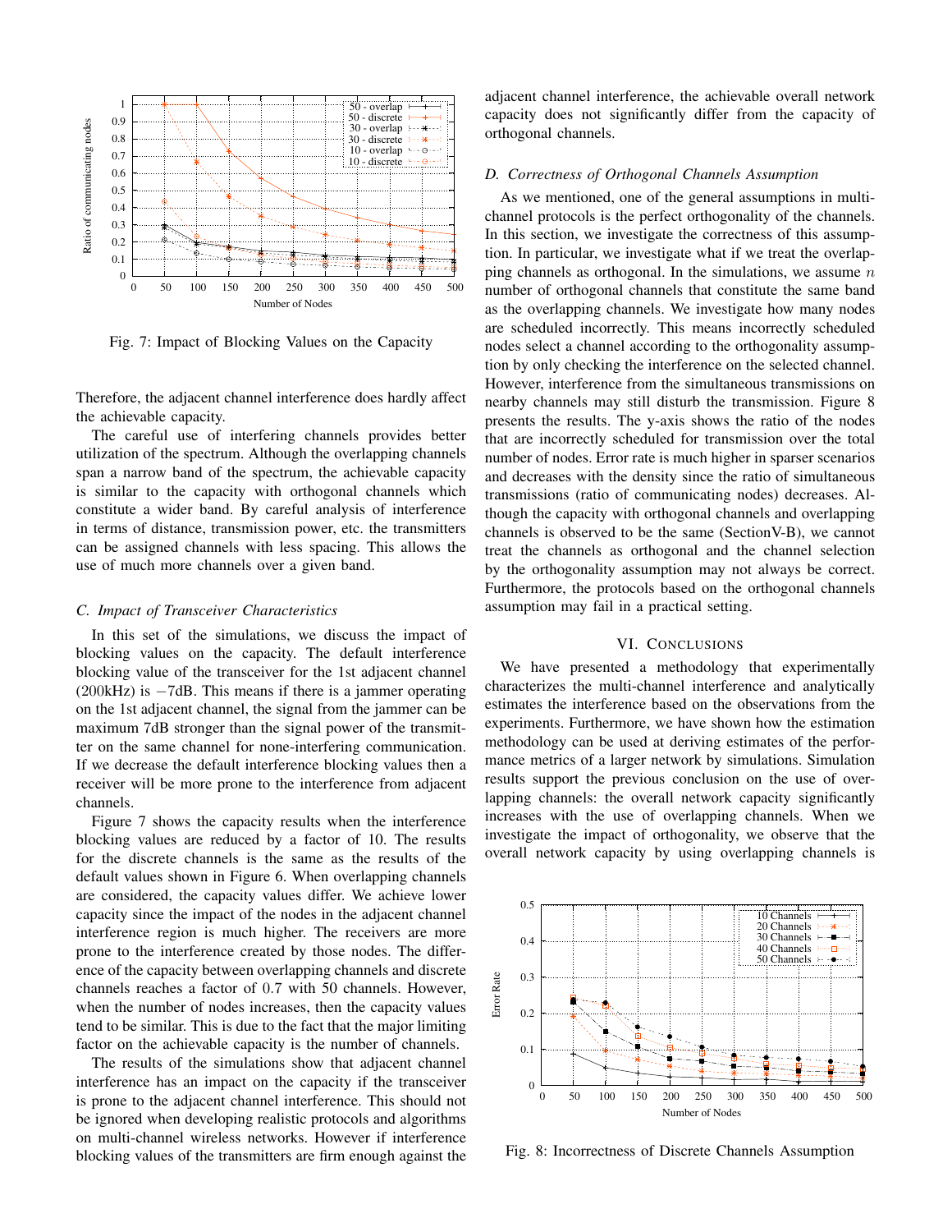Fig. 7: Impact of Blocking Values on the Capacity

Therefore, the adjacent channel interference does hardly affect the achievable capacity.

The careful use of interfering channels provides better utilization of the spectrum. Although the overlapping channels span a narrow band of the spectrum, the achievable capacity is similar to the capacity with orthogonal channels which constitute a wider band. By careful analysis of interference in terms of distance, transmission power, etc. the transmitters can be assigned channels with less spacing. This allows the use of much more channels over a given band.

### *C. Impact of Transceiver Characteristics*

In this set of the simulations, we discuss the impact of blocking values on the capacity. The default interference blocking value of the transceiver for the 1st adjacent channel (200kHz) is $-7$dB. This means if there is a jammer operating on the 1st adjacent channel, the signal from the jammer can be maximum 7dB stronger than the signal power of the transmitter on the same channel for none-interfering communication. If we decrease the default interference blocking values then a receiver will be more prone to the interference from adjacent channels.

Figure 7 shows the capacity results when the interference blocking values are reduced by a factor of 10. The results for the discrete channels is the same as the results of the default values shown in Figure 6. When overlapping channels are considered, the capacity values differ. We achieve lower capacity since the impact of the nodes in the adjacent channel interference region is much higher. The receivers are more prone to the interference created by those nodes. The difference of the capacity between overlapping channels and discrete channels reaches a factor of 0.7 with 50 channels. However, when the number of nodes increases, then the capacity values tend to be similar. This is due to the fact that the major limiting factor on the achievable capacity is the number of channels.

The results of the simulations show that adjacent channel interference has an impact on the capacity if the transceiver is prone to the adjacent channel interference. This should not be ignored when developing realistic protocols and algorithms on multi-channel wireless networks. However if interference blocking values of the transmitters are firm enough against the adjacent channel interference, the achievable overall network capacity does not significantly differ from the capacity of orthogonal channels.

### *D. Correctness of Orthogonal Channels Assumption*

As we mentioned, one of the general assumptions in multi-channel protocols is the perfect orthogonality of the channels. In this section, we investigate the correctness of this assumption. In particular, we investigate what if we treat the overlapping channels as orthogonal. In the simulations, we assume $n$ number of orthogonal channels that constitute the same band as the overlapping channels. We investigate how many nodes are scheduled incorrectly. This means incorrectly scheduled nodes select a channel according to the orthogonality assumption by only checking the interference on the selected channel. However, interference from the simultaneous transmissions on nearby channels may still disturb the transmission. Figure 8 presents the results. The y-axis shows the ratio of the nodes that are incorrectly scheduled for transmission over the total number of nodes. Error rate is much higher in sparser scenarios and decreases with the density since the ratio of simultaneous transmissions (ratio of communicating nodes) decreases. Although the capacity with orthogonal channels and overlapping channels is observed to be the same (SectionV-B), we cannot treat the channels as orthogonal and the channel selection by the orthogonality assumption may not always be correct. Furthermore, the protocols based on the orthogonal channels assumption may fail in a practical setting.

## VI. Conclusions

We have presented a methodology that experimentally characterizes the multi-channel interference and analytically estimates the interference based on the observations from the experiments. Furthermore, we have shown how the estimation methodology can be used at deriving estimates of the performance metrics of a larger network by simulations. Simulation results support the previous conclusion on the use of overlapping channels: the overall network capacity significantly increases with the use of overlapping channels. When we investigate the impact of orthogonality, we observe that the overall network capacity by using overlapping channels is

Fig. 8: Incorrectness of Discrete Channels Assumption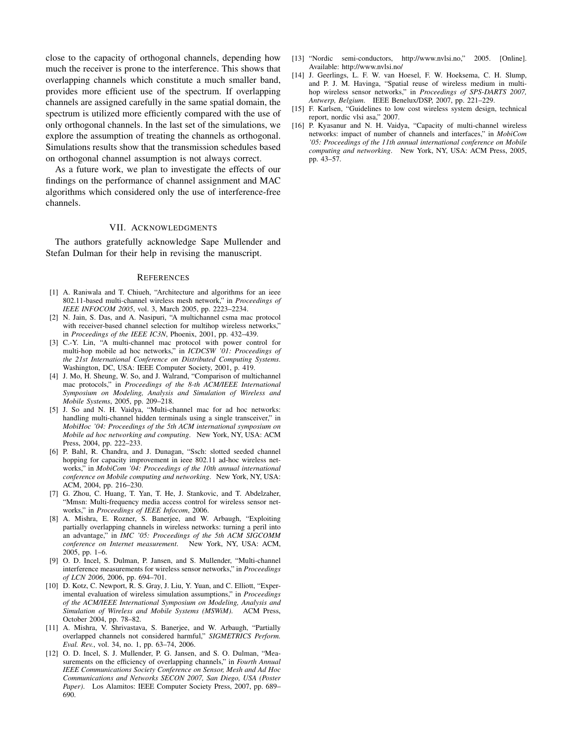close to the capacity of orthogonal channels, depending how much the receiver is prone to the interference. This shows that overlapping channels which constitute a much smaller band, provides more efficient use of the spectrum. If overlapping channels are assigned carefully in the same spatial domain, the spectrum is utilized more efficiently compared with the use of only orthogonal channels. In the last set of the simulations, we explore the assumption of treating the channels as orthogonal. Simulations results show that the transmission schedules based on orthogonal channel assumption is not always correct.

As a future work, we plan to investigate the effects of our findings on the performance of channel assignment and MAC algorithms which considered only the use of interference-free channels.

## VII. Acknowledgments

The authors gratefully acknowledge Sape Mullender and Stefan Dulman for their help in revising the manuscript.

## References

[1] A. Raniwala and T. Chiueh, "Architecture and algorithms for an ieee 802.11-based multi-channel wireless mesh network," in *Proceedings of IEEE INFOCOM 2005*, vol. 3, March 2005, pp. 2223–2234.

[2] N. Jain, S. Das, and A. Nasipuri, "A multichannel csma mac protocol with receiver-based channel selection for multihop wireless networks," in *Proceedings of the IEEE IC3N*, Phoenix, 2001, pp. 432–439.

[3] C.-Y. Lin, "A multi-channel mac protocol with power control for multi-hop mobile ad hoc networks," in *ICDCSW '01: Proceedings of the 21st International Conference on Distributed Computing Systems*. Washington, DC, USA: IEEE Computer Society, 2001, p. 419.

[4] J. Mo, H. Sheung, W. So, and J. Walrand, "Comparison of multichannel mac protocols," in *Proceedings of the 8-th ACM/IEEE International Symposium on Modeling, Analysis and Simulation of Wireless and Mobile Systems*, 2005, pp. 209–218.

[5] J. So and N. H. Vaidya, "Multi-channel mac for ad hoc networks: handling multi-channel hidden terminals using a single transceiver," in *MobiHoc '04: Proceedings of the 5th ACM international symposium on Mobile ad hoc networking and computing*. New York, NY, USA: ACM Press, 2004, pp. 222–233.

[6] P. Bahl, R. Chandra, and J. Dunagan, "Ssch: slotted seeded channel hopping for capacity improvement in ieee 802.11 ad-hoc wireless networks," in *MobiCom '04: Proceedings of the 10th annual international conference on Mobile computing and networking*. New York, NY, USA: ACM, 2004, pp. 216–230.

[7] G. Zhou, C. Huang, T. Yan, T. He, J. Stankovic, and T. Abdelzaher, "Mmsn: Multi-frequency media access control for wireless sensor networks," in *Proceedings of IEEE Infocom*, 2006.

[8] A. Mishra, E. Rozner, S. Banerjee, and W. Arbaugh, "Exploiting partially overlapping channels in wireless networks: turning a peril into an advantage," in *IMC '05: Proceedings of the 5th ACM SIGCOMM conference on Internet measurement*. New York, NY, USA: ACM, 2005, pp. 1–6.

[9] O. D. Incel, S. Dulman, P. Jansen, and S. Mullender, "Multi-channel interference measurements for wireless sensor networks," in *Proceedings of LCN 2006*, 2006, pp. 694–701.

[10] D. Kotz, C. Newport, R. S. Gray, J. Liu, Y. Yuan, and C. Elliott, "Experimental evaluation of wireless simulation assumptions," in *Proceedings of the ACM/IEEE International Symposium on Modeling, Analysis and Simulation of Wireless and Mobile Systems (MSWiM)*. ACM Press, October 2004, pp. 78–82.

[11] A. Mishra, V. Shrivastava, S. Banerjee, and W. Arbaugh, "Partially overlapped channels not considered harmful," *SIGMETRICS Perform. Eval. Rev.*, vol. 34, no. 1, pp. 63–74, 2006.

[12] O. D. Incel, S. J. Mullender, P. G. Jansen, and S. O. Dulman, "Measurements on the efficiency of overlapping channels," in *Fourth Annual IEEE Communications Society Conference on Sensor, Mesh and Ad Hoc Communications and Networks SECON 2007, San Diego, USA (Poster Paper)*. Los Alamitos: IEEE Computer Society Press, 2007, pp. 689–690.

[13] "Nordic semi-conductors, http://www.nvlsi.no," 2005. [Online]. Available: http://www.nvlsi.no/

[14] J. Geerlings, L. F. W. van Hoesel, F. W. Hoeksema, C. H. Slump, and P. J. M. Havinga, "Spatial reuse of wireless medium in multi-hop wireless sensor networks," in *Proceedings of SPS-DARTS 2007, Antwerp, Belgium*. IEEE Benelux/DSP, 2007, pp. 221–229.

[15] F. Karlsen, "Guidelines to low cost wireless system design, technical report, nordic vlsi asa," 2007.

[16] P. Kyasanur and N. H. Vaidya, "Capacity of multi-channel wireless networks: impact of number of channels and interfaces," in *MobiCom '05: Proceedings of the 11th annual international conference on Mobile computing and networking*. New York, NY, USA: ACM Press, 2005, pp. 43–57.